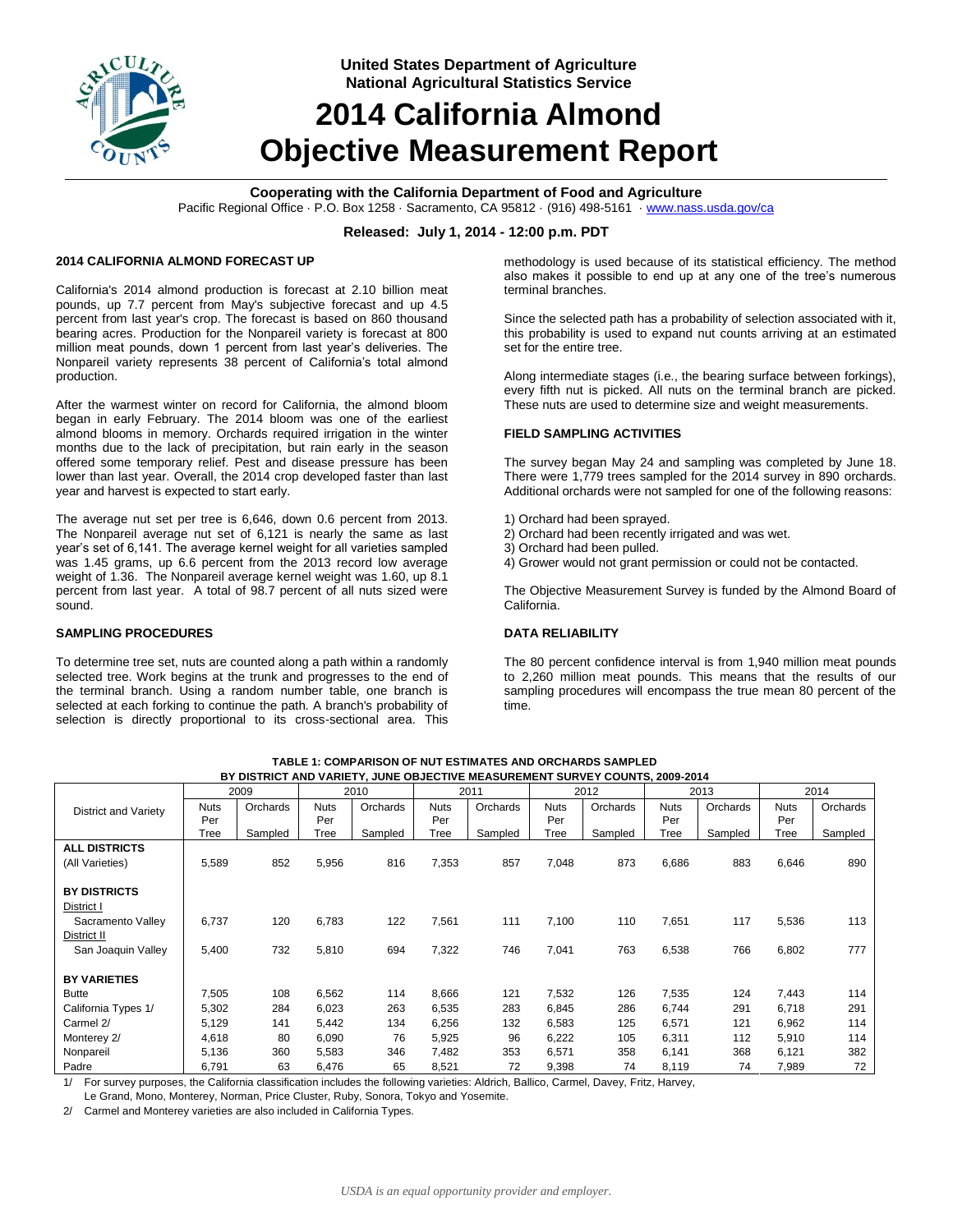**United States Department of Agriculture**
**National Agricultural Statistics Service**

# 2014 California Almond Objective Measurement Report

**Cooperating with the California Department of Food and Agriculture**
Pacific Regional Office · P.O. Box 1258 · Sacramento, CA 95812 · (916) 498-5161 · www.nass.usda.gov/ca

**Released: July 1, 2014 - 12:00 p.m. PDT**

## 2014 CALIFORNIA ALMOND FORECAST UP

California's 2014 almond production is forecast at 2.10 billion meat pounds, up 7.7 percent from May's subjective forecast and up 4.5 percent from last year's crop. The forecast is based on 860 thousand bearing acres. Production for the Nonpareil variety is forecast at 800 million meat pounds, down 1 percent from last year's deliveries. The Nonpareil variety represents 38 percent of California's total almond production.

After the warmest winter on record for California, the almond bloom began in early February. The 2014 bloom was one of the earliest almond blooms in memory. Orchards required irrigation in the winter months due to the lack of precipitation, but rain early in the season offered some temporary relief. Pest and disease pressure has been lower than last year. Overall, the 2014 crop developed faster than last year and harvest is expected to start early.

The average nut set per tree is 6,646, down 0.6 percent from 2013. The Nonpareil average nut set of 6,121 is nearly the same as last year's set of 6,141. The average kernel weight for all varieties sampled was 1.45 grams, up 6.6 percent from the 2013 record low average weight of 1.36. The Nonpareil average kernel weight was 1.60, up 8.1 percent from last year. A total of 98.7 percent of all nuts sized were sound.

## SAMPLING PROCEDURES

To determine tree set, nuts are counted along a path within a randomly selected tree. Work begins at the trunk and progresses to the end of the terminal branch. Using a random number table, one branch is selected at each forking to continue the path. A branch's probability of selection is directly proportional to its cross-sectional area. This methodology is used because of its statistical efficiency. The method also makes it possible to end up at any one of the tree's numerous terminal branches.

Since the selected path has a probability of selection associated with it, this probability is used to expand nut counts arriving at an estimated set for the entire tree.

Along intermediate stages (i.e., the bearing surface between forkings), every fifth nut is picked. All nuts on the terminal branch are picked. These nuts are used to determine size and weight measurements.

## FIELD SAMPLING ACTIVITIES

The survey began May 24 and sampling was completed by June 18. There were 1,779 trees sampled for the 2014 survey in 890 orchards. Additional orchards were not sampled for one of the following reasons:

1) Orchard had been sprayed.
2) Orchard had been recently irrigated and was wet.
3) Orchard had been pulled.
4) Grower would not grant permission or could not be contacted.

The Objective Measurement Survey is funded by the Almond Board of California.

## DATA RELIABILITY

The 80 percent confidence interval is from 1,940 million meat pounds to 2,260 million meat pounds. This means that the results of our sampling procedures will encompass the true mean 80 percent of the time.

**TABLE 1: COMPARISON OF NUT ESTIMATES AND ORCHARDS SAMPLED BY DISTRICT AND VARIETY, JUNE OBJECTIVE MEASUREMENT SURVEY COUNTS, 2009-2014**

| District and Variety | 2009 | | 2010 | | 2011 | | 2012 | | 2013 | | 2014 | |
|---|---|---|---|---|---|---|---|---|---|---|---|---|
| | Nuts Per Tree | Orchards Sampled | Nuts Per Tree | Orchards Sampled | Nuts Per Tree | Orchards Sampled | Nuts Per Tree | Orchards Sampled | Nuts Per Tree | Orchards Sampled | Nuts Per Tree | Orchards Sampled |
| **ALL DISTRICTS** | | | | | | | | | | | | |
| (All Varieties) | 5,589 | 852 | 5,956 | 816 | 7,353 | 857 | 7,048 | 873 | 6,686 | 883 | 6,646 | 890 |
| **BY DISTRICTS** | | | | | | | | | | | | |
| District I | | | | | | | | | | | | |
| Sacramento Valley | 6,737 | 120 | 6,783 | 122 | 7,561 | 111 | 7,100 | 110 | 7,651 | 117 | 5,536 | 113 |
| District II | | | | | | | | | | | | |
| San Joaquin Valley | 5,400 | 732 | 5,810 | 694 | 7,322 | 746 | 7,041 | 763 | 6,538 | 766 | 6,802 | 777 |
| **BY VARIETIES** | | | | | | | | | | | | |
| Butte | 7,505 | 108 | 6,562 | 114 | 8,666 | 121 | 7,532 | 126 | 7,535 | 124 | 7,443 | 114 |
| California Types 1/ | 5,302 | 284 | 6,023 | 263 | 6,535 | 283 | 6,845 | 286 | 6,744 | 291 | 6,718 | 291 |
| Carmel 2/ | 5,129 | 141 | 5,442 | 134 | 6,256 | 132 | 6,583 | 125 | 6,571 | 121 | 6,962 | 114 |
| Monterey 2/ | 4,618 | 80 | 6,090 | 76 | 5,925 | 96 | 6,222 | 105 | 6,311 | 112 | 5,910 | 114 |
| Nonpareil | 5,136 | 360 | 5,583 | 346 | 7,482 | 353 | 6,571 | 358 | 6,141 | 368 | 6,121 | 382 |
| Padre | 6,791 | 63 | 6,476 | 65 | 8,521 | 72 | 9,398 | 74 | 8,119 | 74 | 7,989 | 72 |

1/ For survey purposes, the California classification includes the following varieties: Aldrich, Ballico, Carmel, Davey, Fritz, Harvey, Le Grand, Mono, Monterey, Norman, Price Cluster, Ruby, Sonora, Tokyo and Yosemite.

2/ Carmel and Monterey varieties are also included in California Types.

*USDA is an equal opportunity provider and employer.*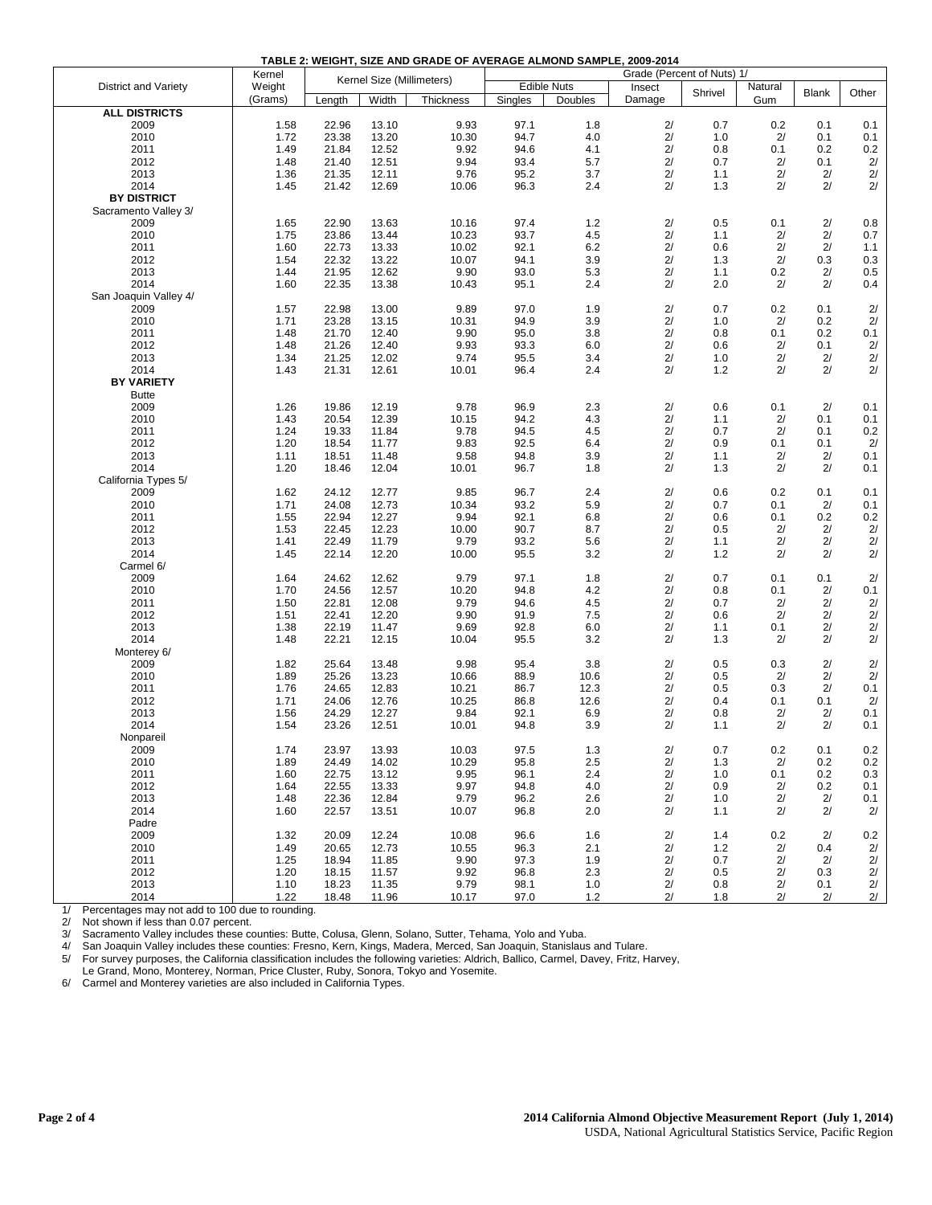**TABLE 2: WEIGHT, SIZE AND GRADE OF AVERAGE ALMOND SAMPLE, 2009-2014**

| District and Variety | Kernel Weight (Grams) | Kernel Size (Millimeters) | | | Grade (Percent of Nuts) 1/ | | | | | | |
|---|---|---|---|---|---|---|---|---|---|---|---|
| | | Length | Width | Thickness | Edible Nuts Singles | Edible Nuts Doubles | Insect Damage | Shrivel | Natural Gum | Blank | Other |
| **ALL DISTRICTS** | | | | | | | | | | | |
| 2009 | 1.58 | 22.96 | 13.10 | 9.93 | 97.1 | 1.8 | 2/ | 0.7 | 0.2 | 0.1 | 0.1 |
| 2010 | 1.72 | 23.38 | 13.20 | 10.30 | 94.7 | 4.0 | 2/ | 1.0 | 2/ | 0.1 | 0.1 |
| 2011 | 1.49 | 21.84 | 12.52 | 9.92 | 94.6 | 4.1 | 2/ | 0.8 | 0.1 | 0.2 | 0.2 |
| 2012 | 1.48 | 21.40 | 12.51 | 9.94 | 93.4 | 5.7 | 2/ | 0.7 | 2/ | 0.1 | 2/ |
| 2013 | 1.36 | 21.35 | 12.11 | 9.76 | 95.2 | 3.7 | 2/ | 1.1 | 2/ | 2/ | 2/ |
| 2014 | 1.45 | 21.42 | 12.69 | 10.06 | 96.3 | 2.4 | 2/ | 1.3 | 2/ | 2/ | 2/ |
| **BY DISTRICT** | | | | | | | | | | | |
| Sacramento Valley 3/ | | | | | | | | | | | |
| 2009 | 1.65 | 22.90 | 13.63 | 10.16 | 97.4 | 1.2 | 2/ | 0.5 | 0.1 | 2/ | 0.8 |
| 2010 | 1.75 | 23.86 | 13.44 | 10.23 | 93.7 | 4.5 | 2/ | 1.1 | 2/ | 2/ | 0.7 |
| 2011 | 1.60 | 22.73 | 13.33 | 10.02 | 92.1 | 6.2 | 2/ | 0.6 | 2/ | 2/ | 1.1 |
| 2012 | 1.54 | 22.32 | 13.22 | 10.07 | 94.1 | 3.9 | 2/ | 1.3 | 2/ | 0.3 | 0.3 |
| 2013 | 1.44 | 21.95 | 12.62 | 9.90 | 93.0 | 5.3 | 2/ | 1.1 | 0.2 | 2/ | 0.5 |
| 2014 | 1.60 | 22.35 | 13.38 | 10.43 | 95.1 | 2.4 | 2/ | 2.0 | 2/ | 2/ | 0.4 |
| San Joaquin Valley 4/ | | | | | | | | | | | |
| 2009 | 1.57 | 22.98 | 13.00 | 9.89 | 97.0 | 1.9 | 2/ | 0.7 | 0.2 | 0.1 | 2/ |
| 2010 | 1.71 | 23.28 | 13.15 | 10.31 | 94.9 | 3.9 | 2/ | 1.0 | 2/ | 0.2 | 2/ |
| 2011 | 1.48 | 21.70 | 12.40 | 9.90 | 95.0 | 3.8 | 2/ | 0.8 | 0.1 | 0.2 | 0.1 |
| 2012 | 1.48 | 21.26 | 12.40 | 9.93 | 93.3 | 6.0 | 2/ | 0.6 | 2/ | 0.1 | 2/ |
| 2013 | 1.34 | 21.25 | 12.02 | 9.74 | 95.5 | 3.4 | 2/ | 1.0 | 2/ | 2/ | 2/ |
| 2014 | 1.43 | 21.31 | 12.61 | 10.01 | 96.4 | 2.4 | 2/ | 1.2 | 2/ | 2/ | 2/ |
| **BY VARIETY** | | | | | | | | | | | |
| Butte | | | | | | | | | | | |
| 2009 | 1.26 | 19.86 | 12.19 | 9.78 | 96.9 | 2.3 | 2/ | 0.6 | 0.1 | 2/ | 0.1 |
| 2010 | 1.43 | 20.54 | 12.39 | 10.15 | 94.2 | 4.3 | 2/ | 1.1 | 2/ | 0.1 | 0.1 |
| 2011 | 1.24 | 19.33 | 11.84 | 9.78 | 94.5 | 4.5 | 2/ | 0.7 | 2/ | 0.1 | 0.2 |
| 2012 | 1.20 | 18.54 | 11.77 | 9.83 | 92.5 | 6.4 | 2/ | 0.9 | 0.1 | 0.1 | 2/ |
| 2013 | 1.11 | 18.51 | 11.48 | 9.58 | 94.8 | 3.9 | 2/ | 1.1 | 2/ | 2/ | 0.1 |
| 2014 | 1.20 | 18.46 | 12.04 | 10.01 | 96.7 | 1.8 | 2/ | 1.3 | 2/ | 2/ | 0.1 |
| California Types 5/ | | | | | | | | | | | |
| 2009 | 1.62 | 24.12 | 12.77 | 9.85 | 96.7 | 2.4 | 2/ | 0.6 | 0.2 | 0.1 | 0.1 |
| 2010 | 1.71 | 24.08 | 12.73 | 10.34 | 93.2 | 5.9 | 2/ | 0.7 | 0.1 | 2/ | 0.1 |
| 2011 | 1.55 | 22.94 | 12.27 | 9.94 | 92.1 | 6.8 | 2/ | 0.6 | 0.1 | 0.2 | 0.2 |
| 2012 | 1.53 | 22.45 | 12.23 | 10.00 | 90.7 | 8.7 | 2/ | 0.5 | 2/ | 2/ | 2/ |
| 2013 | 1.41 | 22.49 | 11.79 | 9.79 | 93.2 | 5.6 | 2/ | 1.1 | 2/ | 2/ | 2/ |
| 2014 | 1.45 | 22.14 | 12.20 | 10.00 | 95.5 | 3.2 | 2/ | 1.2 | 2/ | 2/ | 2/ |
| Carmel 6/ | | | | | | | | | | | |
| 2009 | 1.64 | 24.62 | 12.62 | 9.79 | 97.1 | 1.8 | 2/ | 0.7 | 0.1 | 0.1 | 2/ |
| 2010 | 1.70 | 24.56 | 12.57 | 10.20 | 94.8 | 4.2 | 2/ | 0.8 | 0.1 | 2/ | 0.1 |
| 2011 | 1.50 | 22.81 | 12.08 | 9.79 | 94.6 | 4.5 | 2/ | 0.7 | 2/ | 2/ | 2/ |
| 2012 | 1.51 | 22.41 | 12.20 | 9.90 | 91.9 | 7.5 | 2/ | 0.6 | 2/ | 2/ | 2/ |
| 2013 | 1.38 | 22.19 | 11.47 | 9.69 | 92.8 | 6.0 | 2/ | 1.1 | 0.1 | 2/ | 2/ |
| 2014 | 1.48 | 22.21 | 12.15 | 10.04 | 95.5 | 3.2 | 2/ | 1.3 | 2/ | 2/ | 2/ |
| Monterey 6/ | | | | | | | | | | | |
| 2009 | 1.82 | 25.64 | 13.48 | 9.98 | 95.4 | 3.8 | 2/ | 0.5 | 0.3 | 2/ | 2/ |
| 2010 | 1.89 | 25.26 | 13.23 | 10.66 | 88.9 | 10.6 | 2/ | 0.5 | 2/ | 2/ | 2/ |
| 2011 | 1.76 | 24.65 | 12.83 | 10.21 | 86.7 | 12.3 | 2/ | 0.5 | 0.3 | 2/ | 0.1 |
| 2012 | 1.71 | 24.06 | 12.76 | 10.25 | 86.8 | 12.6 | 2/ | 0.4 | 0.1 | 0.1 | 2/ |
| 2013 | 1.56 | 24.29 | 12.27 | 9.84 | 92.1 | 6.9 | 2/ | 0.8 | 2/ | 2/ | 0.1 |
| 2014 | 1.54 | 23.26 | 12.51 | 10.01 | 94.8 | 3.9 | 2/ | 1.1 | 2/ | 2/ | 0.1 |
| Nonpareil | | | | | | | | | | | |
| 2009 | 1.74 | 23.97 | 13.93 | 10.03 | 97.5 | 1.3 | 2/ | 0.7 | 0.2 | 0.1 | 0.2 |
| 2010 | 1.89 | 24.49 | 14.02 | 10.29 | 95.8 | 2.5 | 2/ | 1.3 | 2/ | 0.2 | 0.2 |
| 2011 | 1.60 | 22.75 | 13.12 | 9.95 | 96.1 | 2.4 | 2/ | 1.0 | 0.1 | 0.2 | 0.3 |
| 2012 | 1.64 | 22.55 | 13.33 | 9.97 | 94.8 | 4.0 | 2/ | 0.9 | 2/ | 0.2 | 0.1 |
| 2013 | 1.48 | 22.36 | 12.84 | 9.79 | 96.2 | 2.6 | 2/ | 1.0 | 2/ | 2/ | 0.1 |
| 2014 | 1.60 | 22.57 | 13.51 | 10.07 | 96.8 | 2.0 | 2/ | 1.1 | 2/ | 2/ | 2/ |
| Padre | | | | | | | | | | | |
| 2009 | 1.32 | 20.09 | 12.24 | 10.08 | 96.6 | 1.6 | 2/ | 1.4 | 0.2 | 2/ | 0.2 |
| 2010 | 1.49 | 20.65 | 12.73 | 10.55 | 96.3 | 2.1 | 2/ | 1.2 | 2/ | 0.4 | 2/ |
| 2011 | 1.25 | 18.94 | 11.85 | 9.90 | 97.3 | 1.9 | 2/ | 0.7 | 2/ | 2/ | 2/ |
| 2012 | 1.20 | 18.15 | 11.57 | 9.92 | 96.8 | 2.3 | 2/ | 0.5 | 2/ | 0.3 | 2/ |
| 2013 | 1.10 | 18.23 | 11.35 | 9.79 | 98.1 | 1.0 | 2/ | 0.8 | 2/ | 0.1 | 2/ |
| 2014 | 1.22 | 18.48 | 11.96 | 10.17 | 97.0 | 1.2 | 2/ | 1.8 | 2/ | 2/ | 2/ |

1/ Percentages may not add to 100 due to rounding.
2/ Not shown if less than 0.07 percent.
3/ Sacramento Valley includes these counties: Butte, Colusa, Glenn, Solano, Sutter, Tehama, Yolo and Yuba.
4/ San Joaquin Valley includes these counties: Fresno, Kern, Kings, Madera, Merced, San Joaquin, Stanislaus and Tulare.
5/ For survey purposes, the California classification includes the following varieties: Aldrich, Ballico, Carmel, Davey, Fritz, Harvey, Le Grand, Mono, Monterey, Norman, Price Cluster, Ruby, Sonora, Tokyo and Yosemite.
6/ Carmel and Monterey varieties are also included in California Types.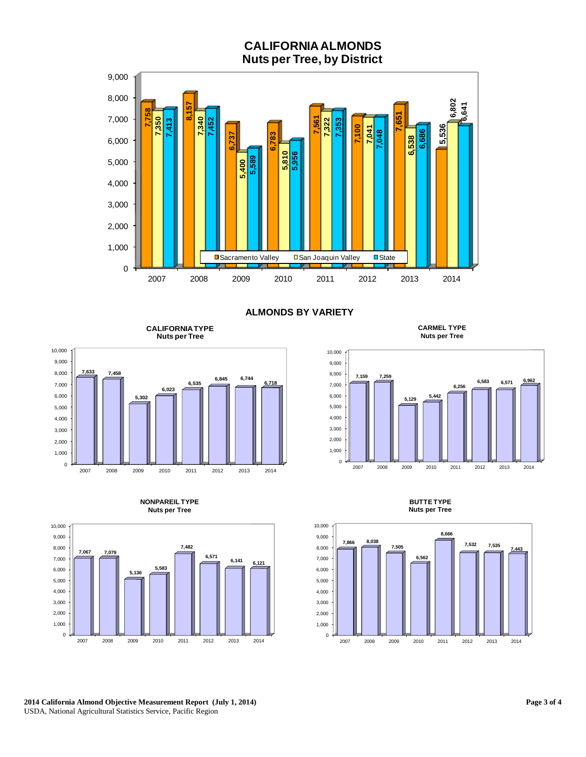# CALIFORNIA ALMONDS
## Nuts per Tree, by District

| Year | Sacramento Valley | San Joaquin Valley | State |
|---|---|---|---|
| 2007 | 7,758 | 7,350 | 7,413 |
| 2008 | 8,157 | 7,340 | 7,452 |
| 2009 | 6,737 | 5,400 | 5,589 |
| 2010 | 6,783 | 5,810 | 5,956 |
| 2011 | 7,561 | 7,322 | 7,353 |
| 2012 | 7,100 | 7,041 | 7,048 |
| 2013 | 7,651 | 6,538 | 6,686 |
| 2014 | 5,536 | 6,802 | 6,641 |

## ALMONDS BY VARIETY

### CALIFORNIA TYPE
Nuts per Tree

| 2007 | 2008 | 2009 | 2010 | 2011 | 2012 | 2013 | 2014 |
|---|---|---|---|---|---|---|---|
| 7,633 | 7,458 | 5,302 | 6,023 | 6,535 | 6,845 | 6,744 | 6,718 |

### CARMEL TYPE
Nuts per Tree

| 2007 | 2008 | 2009 | 2010 | 2011 | 2012 | 2013 | 2014 |
|---|---|---|---|---|---|---|---|
| 7,159 | 7,259 | 5,129 | 5,442 | 6,256 | 6,583 | 6,571 | 6,962 |

### NONPAREIL TYPE
Nuts per Tree

| 2007 | 2008 | 2009 | 2010 | 2011 | 2012 | 2013 | 2014 |
|---|---|---|---|---|---|---|---|
| 7,067 | 7,079 | 5,136 | 5,583 | 7,482 | 6,571 | 6,141 | 6,121 |

### BUTTE TYPE
Nuts per Tree

| 2007 | 2008 | 2009 | 2010 | 2011 | 2012 | 2013 | 2014 |
|---|---|---|---|---|---|---|---|
| 7,866 | 8,038 | 7,505 | 6,562 | 8,666 | 7,532 | 7,535 | 7,443 |

**2014 California Almond Objective Measurement Report (July 1, 2014)**
USDA, National Agricultural Statistics Service, Pacific Region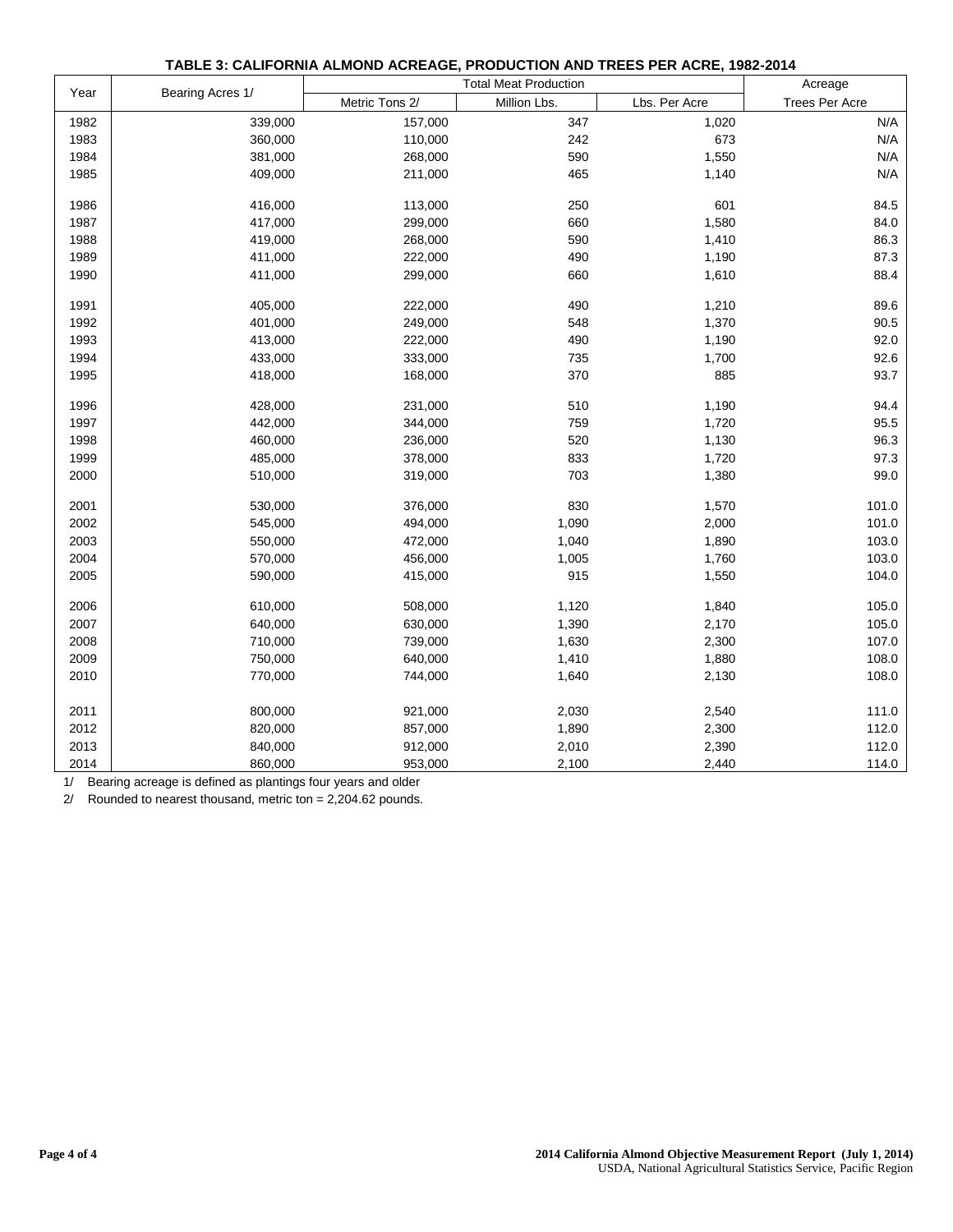### TABLE 3: CALIFORNIA ALMOND ACREAGE, PRODUCTION AND TREES PER ACRE, 1982-2014

| Year | Bearing Acres 1/ | Total Meat Production | | | Acreage |
|---|---|---|---|---|---|
| | | Metric Tons 2/ | Million Lbs. | Lbs. Per Acre | Trees Per Acre |
| 1982 | 339,000 | 157,000 | 347 | 1,020 | N/A |
| 1983 | 360,000 | 110,000 | 242 | 673 | N/A |
| 1984 | 381,000 | 268,000 | 590 | 1,550 | N/A |
| 1985 | 409,000 | 211,000 | 465 | 1,140 | N/A |
| 1986 | 416,000 | 113,000 | 250 | 601 | 84.5 |
| 1987 | 417,000 | 299,000 | 660 | 1,580 | 84.0 |
| 1988 | 419,000 | 268,000 | 590 | 1,410 | 86.3 |
| 1989 | 411,000 | 222,000 | 490 | 1,190 | 87.3 |
| 1990 | 411,000 | 299,000 | 660 | 1,610 | 88.4 |
| 1991 | 405,000 | 222,000 | 490 | 1,210 | 89.6 |
| 1992 | 401,000 | 249,000 | 548 | 1,370 | 90.5 |
| 1993 | 413,000 | 222,000 | 490 | 1,190 | 92.0 |
| 1994 | 433,000 | 333,000 | 735 | 1,700 | 92.6 |
| 1995 | 418,000 | 168,000 | 370 | 885 | 93.7 |
| 1996 | 428,000 | 231,000 | 510 | 1,190 | 94.4 |
| 1997 | 442,000 | 344,000 | 759 | 1,720 | 95.5 |
| 1998 | 460,000 | 236,000 | 520 | 1,130 | 96.3 |
| 1999 | 485,000 | 378,000 | 833 | 1,720 | 97.3 |
| 2000 | 510,000 | 319,000 | 703 | 1,380 | 99.0 |
| 2001 | 530,000 | 376,000 | 830 | 1,570 | 101.0 |
| 2002 | 545,000 | 494,000 | 1,090 | 2,000 | 101.0 |
| 2003 | 550,000 | 472,000 | 1,040 | 1,890 | 103.0 |
| 2004 | 570,000 | 456,000 | 1,005 | 1,760 | 103.0 |
| 2005 | 590,000 | 415,000 | 915 | 1,550 | 104.0 |
| 2006 | 610,000 | 508,000 | 1,120 | 1,840 | 105.0 |
| 2007 | 640,000 | 630,000 | 1,390 | 2,170 | 105.0 |
| 2008 | 710,000 | 739,000 | 1,630 | 2,300 | 107.0 |
| 2009 | 750,000 | 640,000 | 1,410 | 1,880 | 108.0 |
| 2010 | 770,000 | 744,000 | 1,640 | 2,130 | 108.0 |
| 2011 | 800,000 | 921,000 | 2,030 | 2,540 | 111.0 |
| 2012 | 820,000 | 857,000 | 1,890 | 2,300 | 112.0 |
| 2013 | 840,000 | 912,000 | 2,010 | 2,390 | 112.0 |
| 2014 | 860,000 | 953,000 | 2,100 | 2,440 | 114.0 |

1/ Bearing acreage is defined as plantings four years and older

2/ Rounded to nearest thousand, metric ton = 2,204.62 pounds.